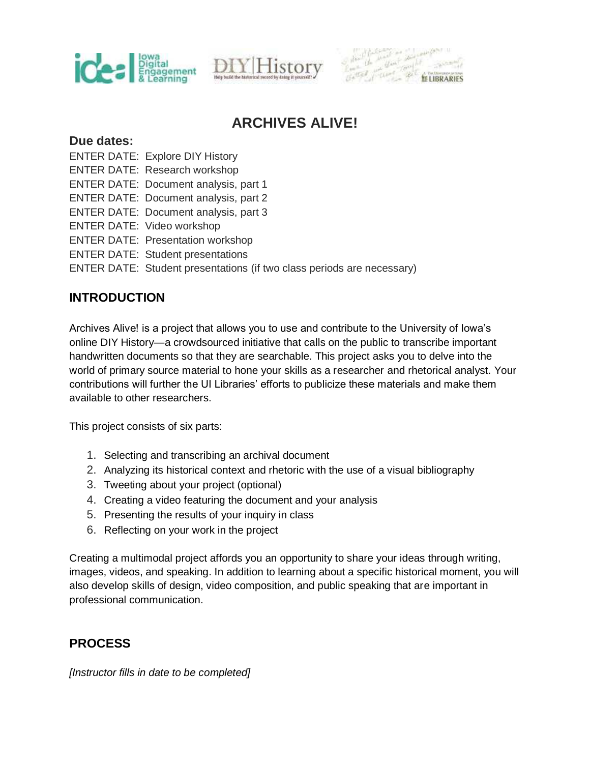# ARCHIVES ALIVE!

### Due dates:

ENTER DATE: Explore DIY History
ENTER DATE: Research workshop
ENTER DATE: Document analysis, part 1
ENTER DATE: Document analysis, part 2
ENTER DATE: Document analysis, part 3
ENTER DATE: Video workshop
ENTER DATE: Presentation workshop
ENTER DATE: Student presentations
ENTER DATE: Student presentations (if two class periods are necessary)

## INTRODUCTION

Archives Alive! is a project that allows you to use and contribute to the University of Iowa's online DIY History—a crowdsourced initiative that calls on the public to transcribe important handwritten documents so that they are searchable. This project asks you to delve into the world of primary source material to hone your skills as a researcher and rhetorical analyst. Your contributions will further the UI Libraries' efforts to publicize these materials and make them available to other researchers.

This project consists of six parts:

1. Selecting and transcribing an archival document
2. Analyzing its historical context and rhetoric with the use of a visual bibliography
3. Tweeting about your project (optional)
4. Creating a video featuring the document and your analysis
5. Presenting the results of your inquiry in class
6. Reflecting on your work in the project

Creating a multimodal project affords you an opportunity to share your ideas through writing, images, videos, and speaking. In addition to learning about a specific historical moment, you will also develop skills of design, video composition, and public speaking that are important in professional communication.

## PROCESS

*[Instructor fills in date to be completed]*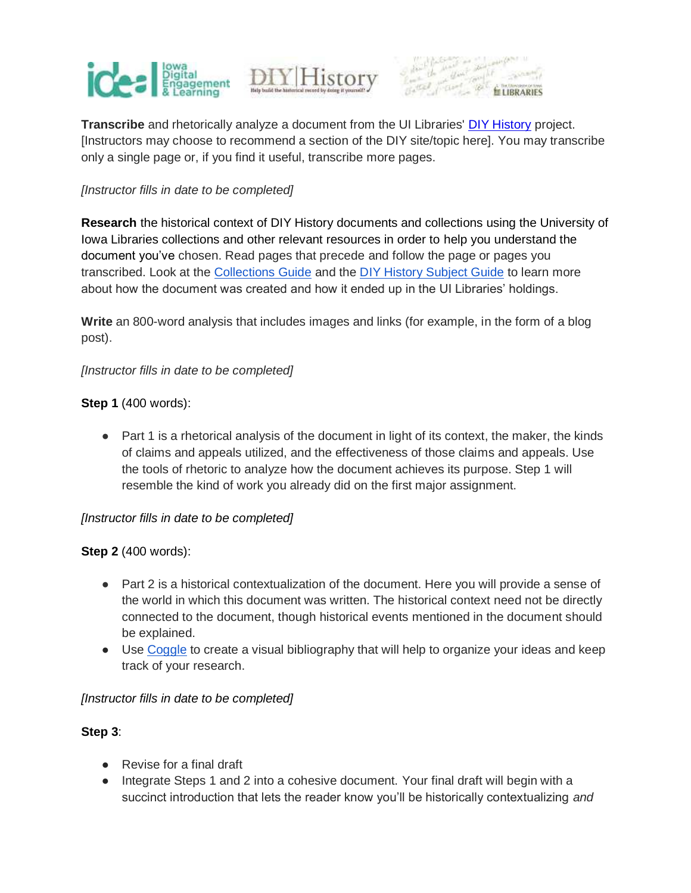**Transcribe** and rhetorically analyze a document from the UI Libraries' [DIY History](#) project. [Instructors may choose to recommend a section of the DIY site/topic here]. You may transcribe only a single page or, if you find it useful, transcribe more pages.

*[Instructor fills in date to be completed]*

**Research** the historical context of DIY History documents and collections using the University of Iowa Libraries collections and other relevant resources in order to help you understand the document you've chosen. Read pages that precede and follow the page or pages you transcribed. Look at the [Collections Guide](#) and the [DIY History Subject Guide](#) to learn more about how the document was created and how it ended up in the UI Libraries' holdings.

**Write** an 800-word analysis that includes images and links (for example, in the form of a blog post).

*[Instructor fills in date to be completed]*

**Step 1** (400 words):

- Part 1 is a rhetorical analysis of the document in light of its context, the maker, the kinds of claims and appeals utilized, and the effectiveness of those claims and appeals. Use the tools of rhetoric to analyze how the document achieves its purpose. Step 1 will resemble the kind of work you already did on the first major assignment.

*[Instructor fills in date to be completed]*

**Step 2** (400 words):

- Part 2 is a historical contextualization of the document. Here you will provide a sense of the world in which this document was written. The historical context need not be directly connected to the document, though historical events mentioned in the document should be explained.
- Use [Coggle](#) to create a visual bibliography that will help to organize your ideas and keep track of your research.

*[Instructor fills in date to be completed]*

**Step 3**:

- Revise for a final draft
- Integrate Steps 1 and 2 into a cohesive document. Your final draft will begin with a succinct introduction that lets the reader know you'll be historically contextualizing *and*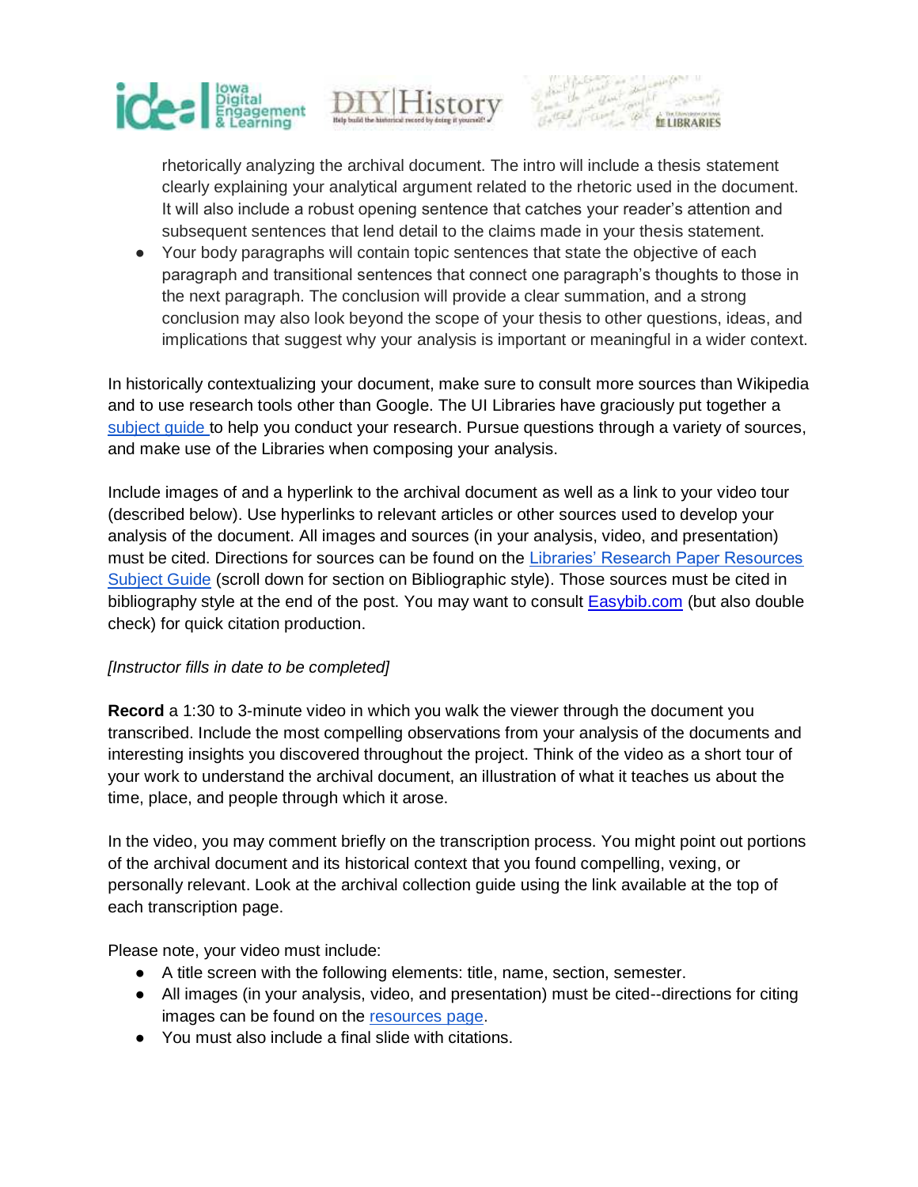rhetorically analyzing the archival document. The intro will include a thesis statement clearly explaining your analytical argument related to the rhetoric used in the document. It will also include a robust opening sentence that catches your reader's attention and subsequent sentences that lend detail to the claims made in your thesis statement.

- Your body paragraphs will contain topic sentences that state the objective of each paragraph and transitional sentences that connect one paragraph's thoughts to those in the next paragraph. The conclusion will provide a clear summation, and a strong conclusion may also look beyond the scope of your thesis to other questions, ideas, and implications that suggest why your analysis is important or meaningful in a wider context.

In historically contextualizing your document, make sure to consult more sources than Wikipedia and to use research tools other than Google. The UI Libraries have graciously put together a subject guide to help you conduct your research. Pursue questions through a variety of sources, and make use of the Libraries when composing your analysis.

Include images of and a hyperlink to the archival document as well as a link to your video tour (described below). Use hyperlinks to relevant articles or other sources used to develop your analysis of the document. All images and sources (in your analysis, video, and presentation) must be cited. Directions for sources can be found on the Libraries' Research Paper Resources Subject Guide (scroll down for section on Bibliographic style). Those sources must be cited in bibliography style at the end of the post. You may want to consult Easybib.com (but also double check) for quick citation production.

*[Instructor fills in date to be completed]*

**Record** a 1:30 to 3-minute video in which you walk the viewer through the document you transcribed. Include the most compelling observations from your analysis of the documents and interesting insights you discovered throughout the project. Think of the video as a short tour of your work to understand the archival document, an illustration of what it teaches us about the time, place, and people through which it arose.

In the video, you may comment briefly on the transcription process. You might point out portions of the archival document and its historical context that you found compelling, vexing, or personally relevant. Look at the archival collection guide using the link available at the top of each transcription page.

Please note, your video must include:

- A title screen with the following elements: title, name, section, semester.
- All images (in your analysis, video, and presentation) must be cited--directions for citing images can be found on the resources page.
- You must also include a final slide with citations.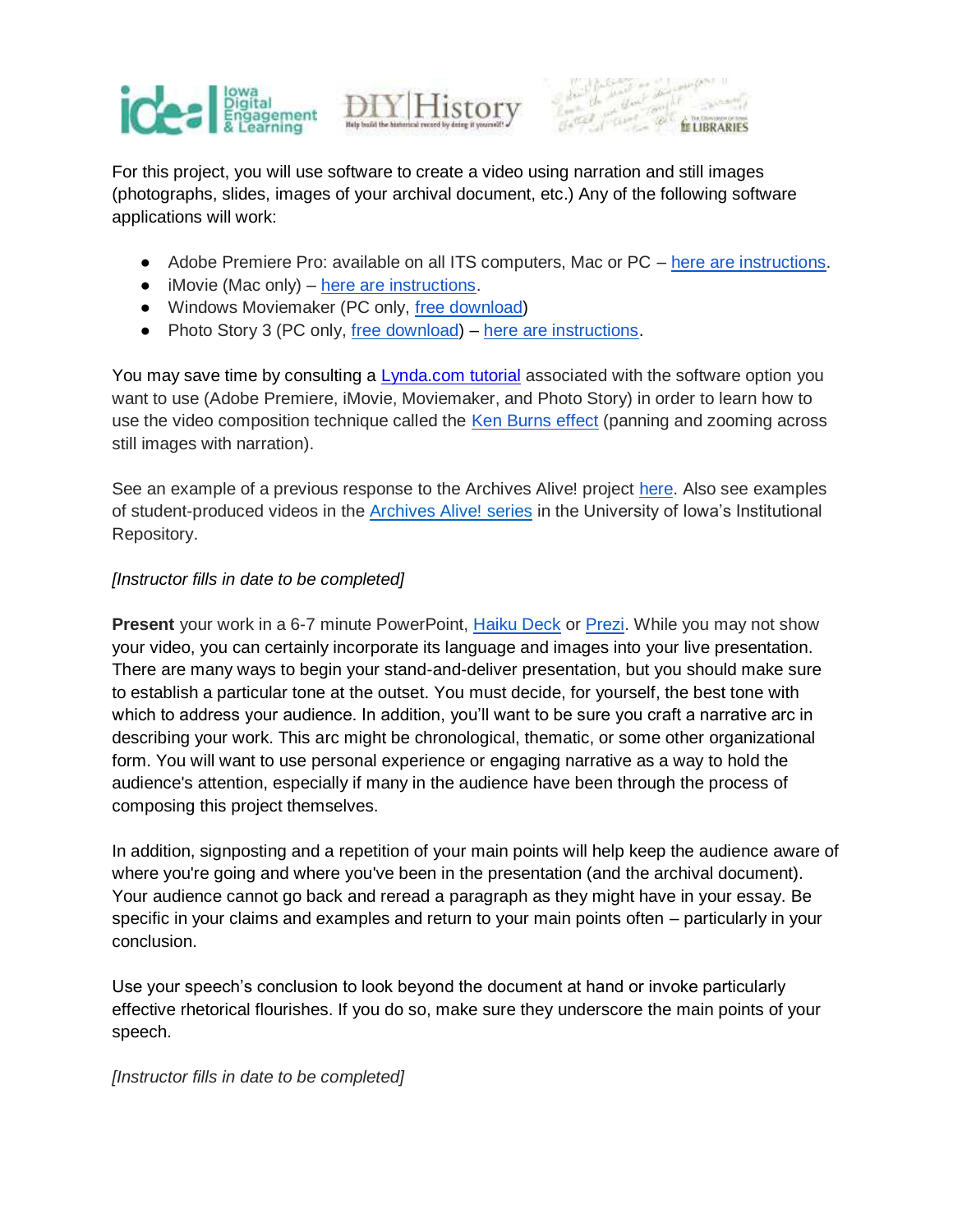For this project, you will use software to create a video using narration and still images (photographs, slides, images of your archival document, etc.) Any of the following software applications will work:

- Adobe Premiere Pro: available on all ITS computers, Mac or PC – here are instructions.
- iMovie (Mac only) – here are instructions.
- Windows Moviemaker (PC only, free download)
- Photo Story 3 (PC only, free download) – here are instructions.

You may save time by consulting a Lynda.com tutorial associated with the software option you want to use (Adobe Premiere, iMovie, Moviemaker, and Photo Story) in order to learn how to use the video composition technique called the Ken Burns effect (panning and zooming across still images with narration).

See an example of a previous response to the Archives Alive! project here. Also see examples of student-produced videos in the Archives Alive! series in the University of Iowa's Institutional Repository.

*[Instructor fills in date to be completed]*

**Present** your work in a 6-7 minute PowerPoint, Haiku Deck or Prezi. While you may not show your video, you can certainly incorporate its language and images into your live presentation. There are many ways to begin your stand-and-deliver presentation, but you should make sure to establish a particular tone at the outset. You must decide, for yourself, the best tone with which to address your audience. In addition, you'll want to be sure you craft a narrative arc in describing your work. This arc might be chronological, thematic, or some other organizational form. You will want to use personal experience or engaging narrative as a way to hold the audience's attention, especially if many in the audience have been through the process of composing this project themselves.

In addition, signposting and a repetition of your main points will help keep the audience aware of where you're going and where you've been in the presentation (and the archival document). Your audience cannot go back and reread a paragraph as they might have in your essay. Be specific in your claims and examples and return to your main points often – particularly in your conclusion.

Use your speech's conclusion to look beyond the document at hand or invoke particularly effective rhetorical flourishes. If you do so, make sure they underscore the main points of your speech.

*[Instructor fills in date to be completed]*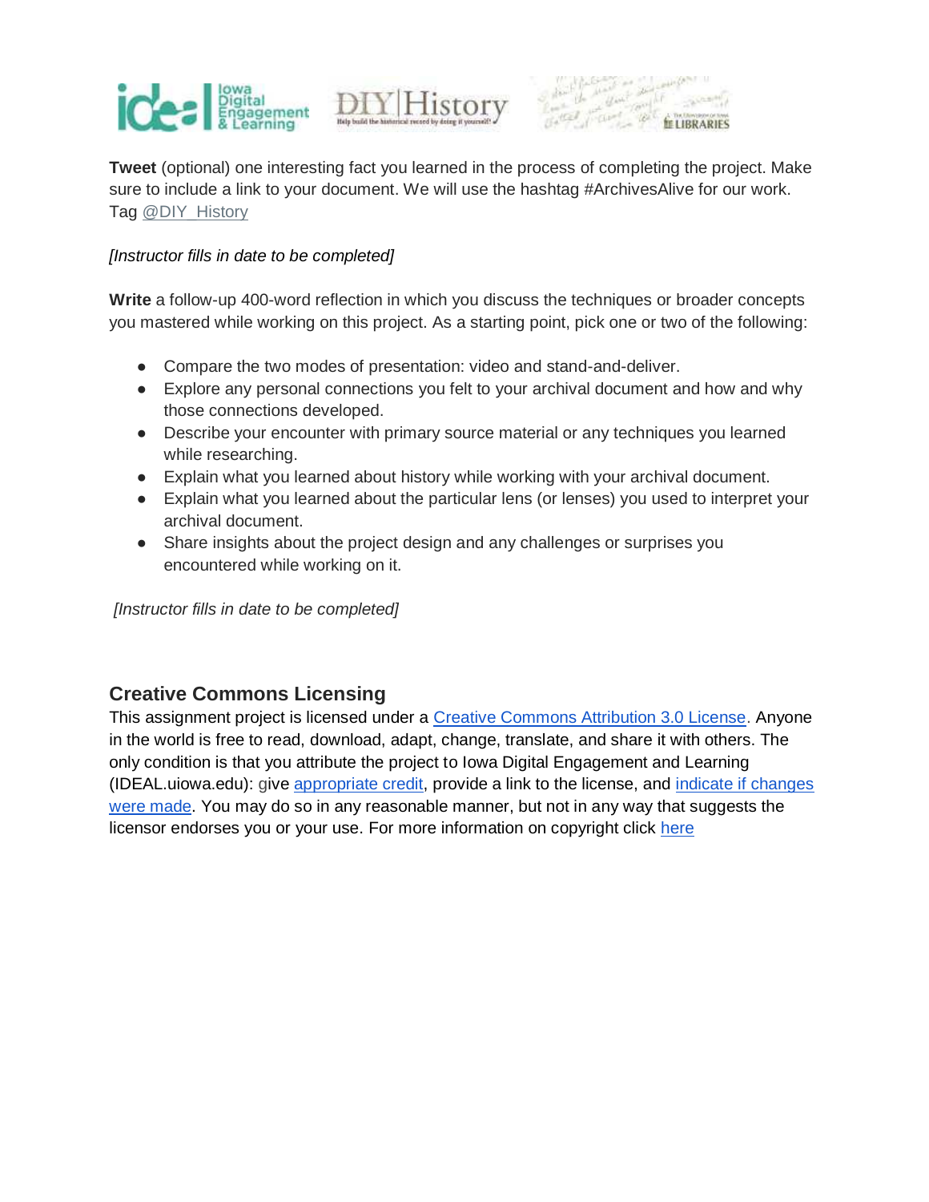**Tweet** (optional) one interesting fact you learned in the process of completing the project. Make sure to include a link to your document. We will use the hashtag #ArchivesAlive for our work. Tag @DIY_History

*[Instructor fills in date to be completed]*

**Write** a follow-up 400-word reflection in which you discuss the techniques or broader concepts you mastered while working on this project. As a starting point, pick one or two of the following:

- Compare the two modes of presentation: video and stand-and-deliver.
- Explore any personal connections you felt to your archival document and how and why those connections developed.
- Describe your encounter with primary source material or any techniques you learned while researching.
- Explain what you learned about history while working with your archival document.
- Explain what you learned about the particular lens (or lenses) you used to interpret your archival document.
- Share insights about the project design and any challenges or surprises you encountered while working on it.

*[Instructor fills in date to be completed]*

## Creative Commons Licensing

This assignment project is licensed under a Creative Commons Attribution 3.0 License. Anyone in the world is free to read, download, adapt, change, translate, and share it with others. The only condition is that you attribute the project to Iowa Digital Engagement and Learning (IDEAL.uiowa.edu): give appropriate credit, provide a link to the license, and indicate if changes were made. You may do so in any reasonable manner, but not in any way that suggests the licensor endorses you or your use. For more information on copyright click here